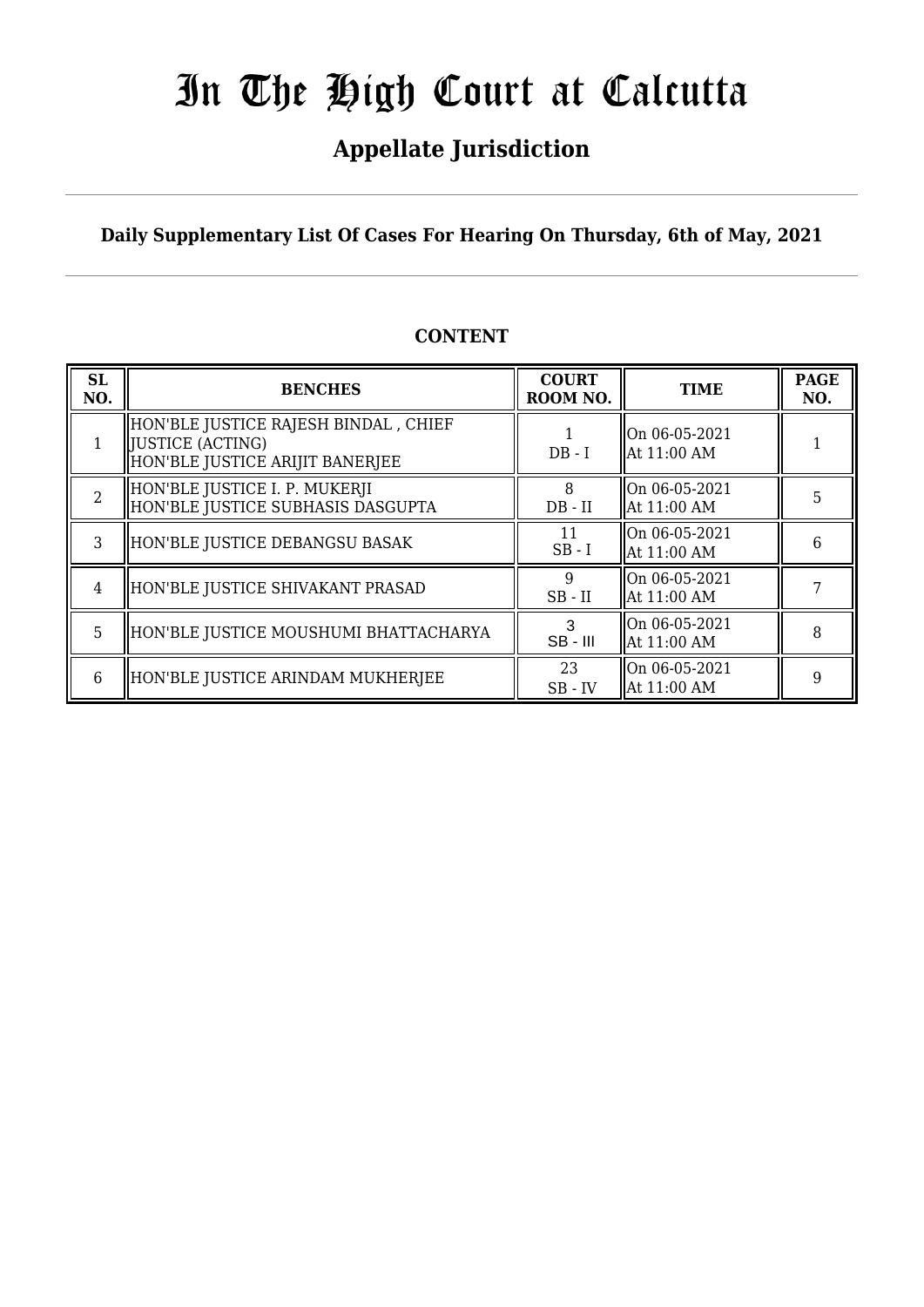# In The High Court at Calcutta

## Appellate Jurisdiction

**Daily Supplementary List Of Cases For Hearing On Thursday, 6th of May, 2021**

**CONTENT**

| SL NO. | BENCHES | COURT ROOM NO. | TIME | PAGE NO. |
|---|---|---|---|---|
| 1 | HON'BLE JUSTICE RAJESH BINDAL , CHIEF JUSTICE (ACTING)<br>HON'BLE JUSTICE ARIJIT BANERJEE | 1<br>DB - I | On 06-05-2021<br>At 11:00 AM | 1 |
| 2 | HON'BLE JUSTICE I. P. MUKERJI<br>HON'BLE JUSTICE SUBHASIS DASGUPTA | 8<br>DB - II | On 06-05-2021<br>At 11:00 AM | 5 |
| 3 | HON'BLE JUSTICE DEBANGSU BASAK | 11<br>SB - I | On 06-05-2021<br>At 11:00 AM | 6 |
| 4 | HON'BLE JUSTICE SHIVAKANT PRASAD | 9<br>SB - II | On 06-05-2021<br>At 11:00 AM | 7 |
| 5 | HON'BLE JUSTICE MOUSHUMI BHATTACHARYA | 3<br>SB - III | On 06-05-2021<br>At 11:00 AM | 8 |
| 6 | HON'BLE JUSTICE ARINDAM MUKHERJEE | 23<br>SB - IV | On 06-05-2021<br>At 11:00 AM | 9 |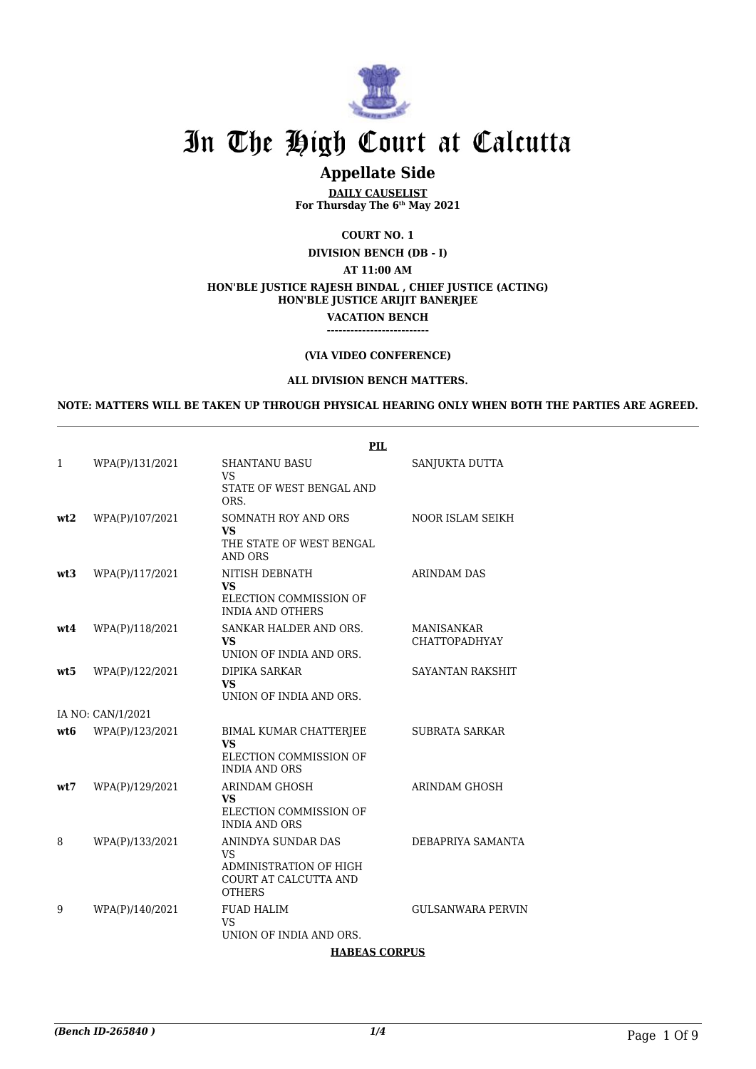# In The High Court at Calcutta

## Appellate Side

**DAILY CAUSELIST**
**For Thursday The 6th May 2021**

**COURT NO. 1**

**DIVISION BENCH (DB - I)**

**AT 11:00 AM**

**HON'BLE JUSTICE RAJESH BINDAL , CHIEF JUSTICE (ACTING)**
**HON'BLE JUSTICE ARIJIT BANERJEE**

**VACATION BENCH**

**--------------------------**

**(VIA VIDEO CONFERENCE)**

**ALL DIVISION BENCH MATTERS.**

**NOTE: MATTERS WILL BE TAKEN UP THROUGH PHYSICAL HEARING ONLY WHEN BOTH THE PARTIES ARE AGREED.**

**PIL**

| | | | |
|---|---|---|---|
| 1 | WPA(P)/131/2021 | SHANTANU BASU<br>VS<br>STATE OF WEST BENGAL AND ORS. | SANJUKTA DUTTA |
| **wt2** | WPA(P)/107/2021 | SOMNATH ROY AND ORS<br>**VS**<br>THE STATE OF WEST BENGAL AND ORS | NOOR ISLAM SEIKH |
| **wt3** | WPA(P)/117/2021 | NITISH DEBNATH<br>**VS**<br>ELECTION COMMISSION OF INDIA AND OTHERS | ARINDAM DAS |
| **wt4** | WPA(P)/118/2021 | SANKAR HALDER AND ORS.<br>**VS**<br>UNION OF INDIA AND ORS. | MANISANKAR CHATTOPADHYAY |
| **wt5** | WPA(P)/122/2021 | DIPIKA SARKAR<br>**VS**<br>UNION OF INDIA AND ORS. | SAYANTAN RAKSHIT |
| | IA NO: CAN/1/2021 | | |
| **wt6** | WPA(P)/123/2021 | BIMAL KUMAR CHATTERJEE<br>**VS**<br>ELECTION COMMISSION OF INDIA AND ORS | SUBRATA SARKAR |
| **wt7** | WPA(P)/129/2021 | ARINDAM GHOSH<br>**VS**<br>ELECTION COMMISSION OF INDIA AND ORS | ARINDAM GHOSH |
| 8 | WPA(P)/133/2021 | ANINDYA SUNDAR DAS<br>VS<br>ADMINISTRATION OF HIGH COURT AT CALCUTTA AND OTHERS | DEBAPRIYA SAMANTA |
| 9 | WPA(P)/140/2021 | FUAD HALIM<br>VS<br>UNION OF INDIA AND ORS. | GULSANWARA PERVIN |

**HABEAS CORPUS**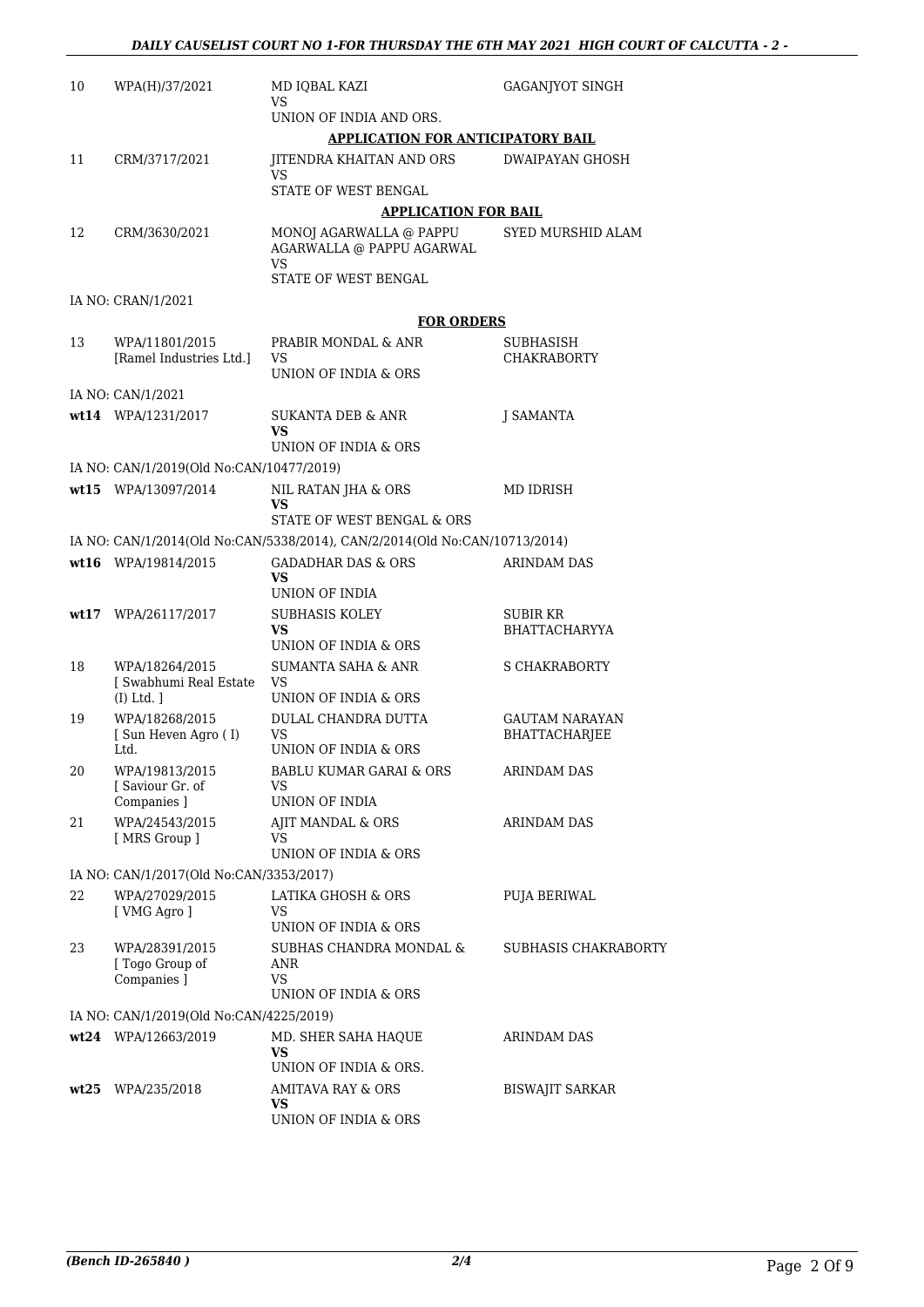| | | | |
|---|---|---|---|
| 10 | WPA(H)/37/2021 | MD IQBAL KAZI<br>VS<br>UNION OF INDIA AND ORS. | GAGANJYOT SINGH |

**APPLICATION FOR ANTICIPATORY BAIL**

| | | | |
|---|---|---|---|
| 11 | CRM/3717/2021 | JITENDRA KHAITAN AND ORS<br>VS<br>STATE OF WEST BENGAL | DWAIPAYAN GHOSH |

**APPLICATION FOR BAIL**

| | | | |
|---|---|---|---|
| 12 | CRM/3630/2021 | MONOJ AGARWALLA @ PAPPU AGARWALLA @ PAPPU AGARWAL<br>VS<br>STATE OF WEST BENGAL | SYED MURSHID ALAM |

IA NO: CRAN/1/2021

**FOR ORDERS**

| | | | |
|---|---|---|---|
| 13 | WPA/11801/2015<br>[Ramel Industries Ltd.] | PRABIR MONDAL & ANR<br>VS<br>UNION OF INDIA & ORS | SUBHASISH CHAKRABORTY |
| | IA NO: CAN/1/2021 | | |
| **wt14** | WPA/1231/2017 | SUKANTA DEB & ANR<br>**VS**<br>UNION OF INDIA & ORS | J SAMANTA |
| | IA NO: CAN/1/2019(Old No:CAN/10477/2019) | | |
| **wt15** | WPA/13097/2014 | NIL RATAN JHA & ORS<br>**VS**<br>STATE OF WEST BENGAL & ORS | MD IDRISH |
| | IA NO: CAN/1/2014(Old No:CAN/5338/2014), CAN/2/2014(Old No:CAN/10713/2014) | | |
| **wt16** | WPA/19814/2015 | GADADHAR DAS & ORS<br>**VS**<br>UNION OF INDIA | ARINDAM DAS |
| **wt17** | WPA/26117/2017 | SUBHASIS KOLEY<br>**VS**<br>UNION OF INDIA & ORS | SUBIR KR BHATTACHARYYA |
| 18 | WPA/18264/2015<br>[ Swabhumi Real Estate (I) Ltd. ] | SUMANTA SAHA & ANR<br>VS<br>UNION OF INDIA & ORS | S CHAKRABORTY |
| 19 | WPA/18268/2015<br>[ Sun Heven Agro ( I) Ltd. | DULAL CHANDRA DUTTA<br>VS<br>UNION OF INDIA & ORS | GAUTAM NARAYAN BHATTACHARJEE |
| 20 | WPA/19813/2015<br>[ Saviour Gr. of Companies ] | BABLU KUMAR GARAI & ORS<br>VS<br>UNION OF INDIA | ARINDAM DAS |
| 21 | WPA/24543/2015<br>[ MRS Group ] | AJIT MANDAL & ORS<br>VS<br>UNION OF INDIA & ORS | ARINDAM DAS |
| | IA NO: CAN/1/2017(Old No:CAN/3353/2017) | | |
| 22 | WPA/27029/2015<br>[ VMG Agro ] | LATIKA GHOSH & ORS<br>VS<br>UNION OF INDIA & ORS | PUJA BERIWAL |
| 23 | WPA/28391/2015<br>[ Togo Group of Companies ] | SUBHAS CHANDRA MONDAL & ANR<br>VS<br>UNION OF INDIA & ORS | SUBHASIS CHAKRABORTY |
| | IA NO: CAN/1/2019(Old No:CAN/4225/2019) | | |
| **wt24** | WPA/12663/2019 | MD. SHER SAHA HAQUE<br>**VS**<br>UNION OF INDIA & ORS. | ARINDAM DAS |
| **wt25** | WPA/235/2018 | AMITAVA RAY & ORS<br>**VS**<br>UNION OF INDIA & ORS | BISWAJIT SARKAR |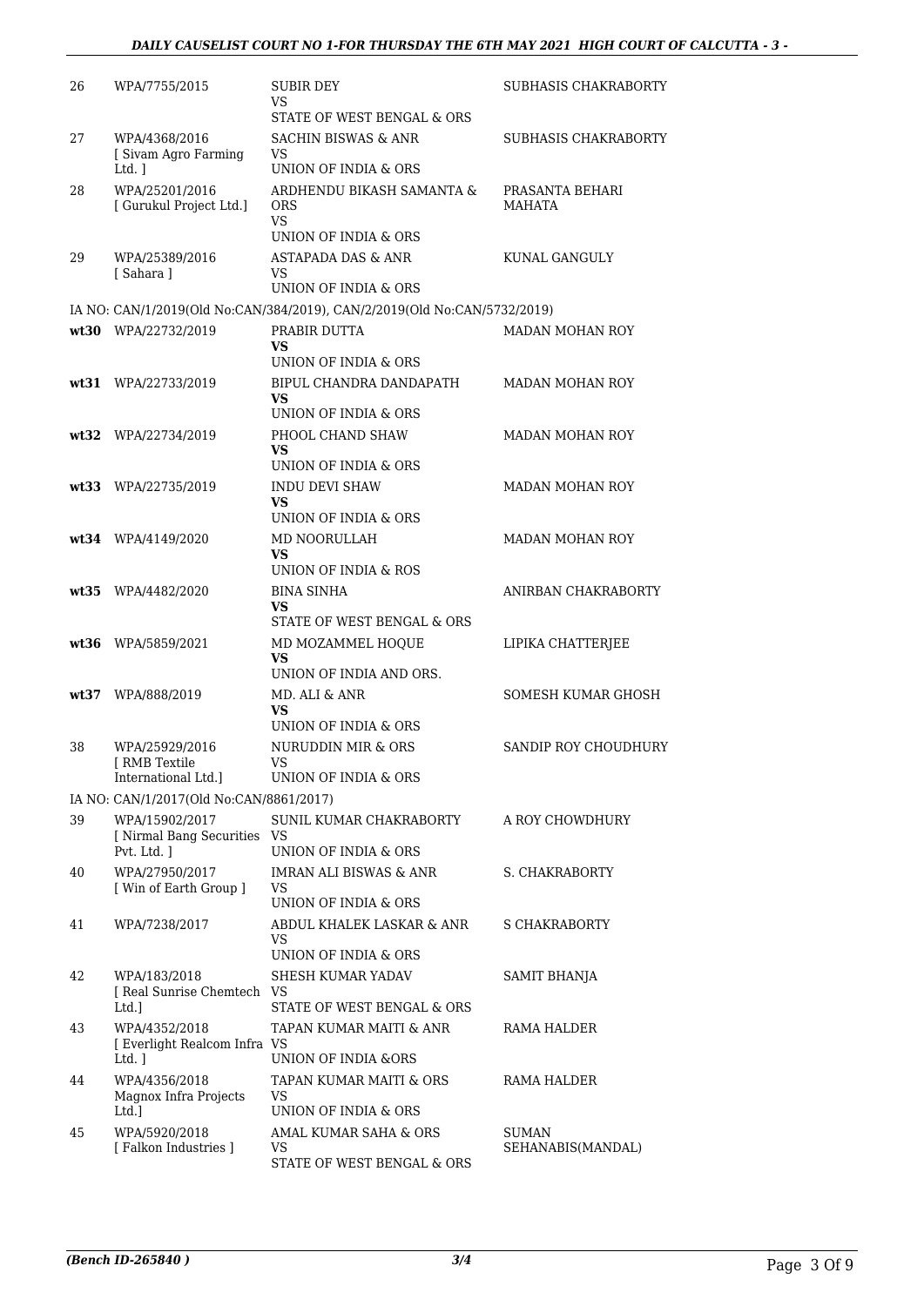| | | | |
|---|---|---|---|
| 26 | WPA/7755/2015 | SUBIR DEY<br>VS<br>STATE OF WEST BENGAL & ORS | SUBHASIS CHAKRABORTY |
| 27 | WPA/4368/2016<br>[ Sivam Agro Farming Ltd. ] | SACHIN BISWAS & ANR<br>VS<br>UNION OF INDIA & ORS | SUBHASIS CHAKRABORTY |
| 28 | WPA/25201/2016<br>[ Gurukul Project Ltd.] | ARDHENDU BIKASH SAMANTA & ORS<br>VS<br>UNION OF INDIA & ORS | PRASANTA BEHARI MAHATA |
| 29 | WPA/25389/2016<br>[ Sahara ] | ASTAPADA DAS & ANR<br>VS<br>UNION OF INDIA & ORS | KUNAL GANGULY |
| | IA NO: CAN/1/2019(Old No:CAN/384/2019), CAN/2/2019(Old No:CAN/5732/2019) | | |
| **wt30** | WPA/22732/2019 | PRABIR DUTTA<br>**VS**<br>UNION OF INDIA & ORS | MADAN MOHAN ROY |
| **wt31** | WPA/22733/2019 | BIPUL CHANDRA DANDAPATH<br>**VS**<br>UNION OF INDIA & ORS | MADAN MOHAN ROY |
| **wt32** | WPA/22734/2019 | PHOOL CHAND SHAW<br>**VS**<br>UNION OF INDIA & ORS | MADAN MOHAN ROY |
| **wt33** | WPA/22735/2019 | INDU DEVI SHAW<br>**VS**<br>UNION OF INDIA & ORS | MADAN MOHAN ROY |
| **wt34** | WPA/4149/2020 | MD NOORULLAH<br>**VS**<br>UNION OF INDIA & ROS | MADAN MOHAN ROY |
| **wt35** | WPA/4482/2020 | BINA SINHA<br>**VS**<br>STATE OF WEST BENGAL & ORS | ANIRBAN CHAKRABORTY |
| **wt36** | WPA/5859/2021 | MD MOZAMMEL HOQUE<br>**VS**<br>UNION OF INDIA AND ORS. | LIPIKA CHATTERJEE |
| **wt37** | WPA/888/2019 | MD. ALI & ANR<br>**VS**<br>UNION OF INDIA & ORS | SOMESH KUMAR GHOSH |
| 38 | WPA/25929/2016<br>[ RMB Textile International Ltd.] | NURUDDIN MIR & ORS<br>VS<br>UNION OF INDIA & ORS | SANDIP ROY CHOUDHURY |
| | IA NO: CAN/1/2017(Old No:CAN/8861/2017) | | |
| 39 | WPA/15902/2017<br>[ Nirmal Bang Securities Pvt. Ltd. ] | SUNIL KUMAR CHAKRABORTY<br>VS<br>UNION OF INDIA & ORS | A ROY CHOWDHURY |
| 40 | WPA/27950/2017<br>[ Win of Earth Group ] | IMRAN ALI BISWAS & ANR<br>VS<br>UNION OF INDIA & ORS | S. CHAKRABORTY |
| 41 | WPA/7238/2017 | ABDUL KHALEK LASKAR & ANR<br>VS<br>UNION OF INDIA & ORS | S CHAKRABORTY |
| 42 | WPA/183/2018<br>[ Real Sunrise Chemtech Ltd.] | SHESH KUMAR YADAV<br>VS<br>STATE OF WEST BENGAL & ORS | SAMIT BHANJA |
| 43 | WPA/4352/2018<br>[ Everlight Realcom Infra Ltd. ] | TAPAN KUMAR MAITI & ANR<br>VS<br>UNION OF INDIA &ORS | RAMA HALDER |
| 44 | WPA/4356/2018<br>Magnox Infra Projects Ltd.] | TAPAN KUMAR MAITI & ORS<br>VS<br>UNION OF INDIA & ORS | RAMA HALDER |
| 45 | WPA/5920/2018<br>[ Falkon Industries ] | AMAL KUMAR SAHA & ORS<br>VS<br>STATE OF WEST BENGAL & ORS | SUMAN SEHANABIS(MANDAL) |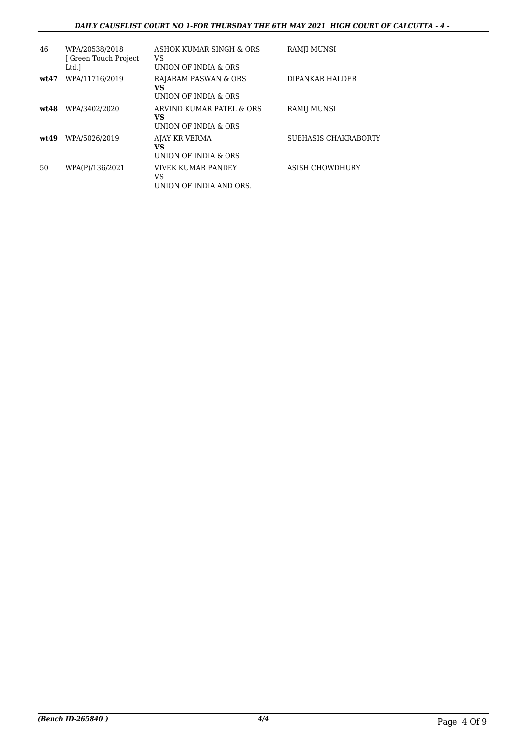| | | | |
|---|---|---|---|
| 46 | WPA/20538/2018 [ Green Touch Project Ltd.] | ASHOK KUMAR SINGH & ORS VS UNION OF INDIA & ORS | RAMJI MUNSI |
| **wt47** | WPA/11716/2019 | RAJARAM PASWAN & ORS **VS** UNION OF INDIA & ORS | DIPANKAR HALDER |
| **wt48** | WPA/3402/2020 | ARVIND KUMAR PATEL & ORS **VS** UNION OF INDIA & ORS | RAMIJ MUNSI |
| **wt49** | WPA/5026/2019 | AJAY KR VERMA **VS** UNION OF INDIA & ORS | SUBHASIS CHAKRABORTY |
| 50 | WPA(P)/136/2021 | VIVEK KUMAR PANDEY VS UNION OF INDIA AND ORS. | ASISH CHOWDHURY |

***(Bench ID-265840 )*** ***4/4***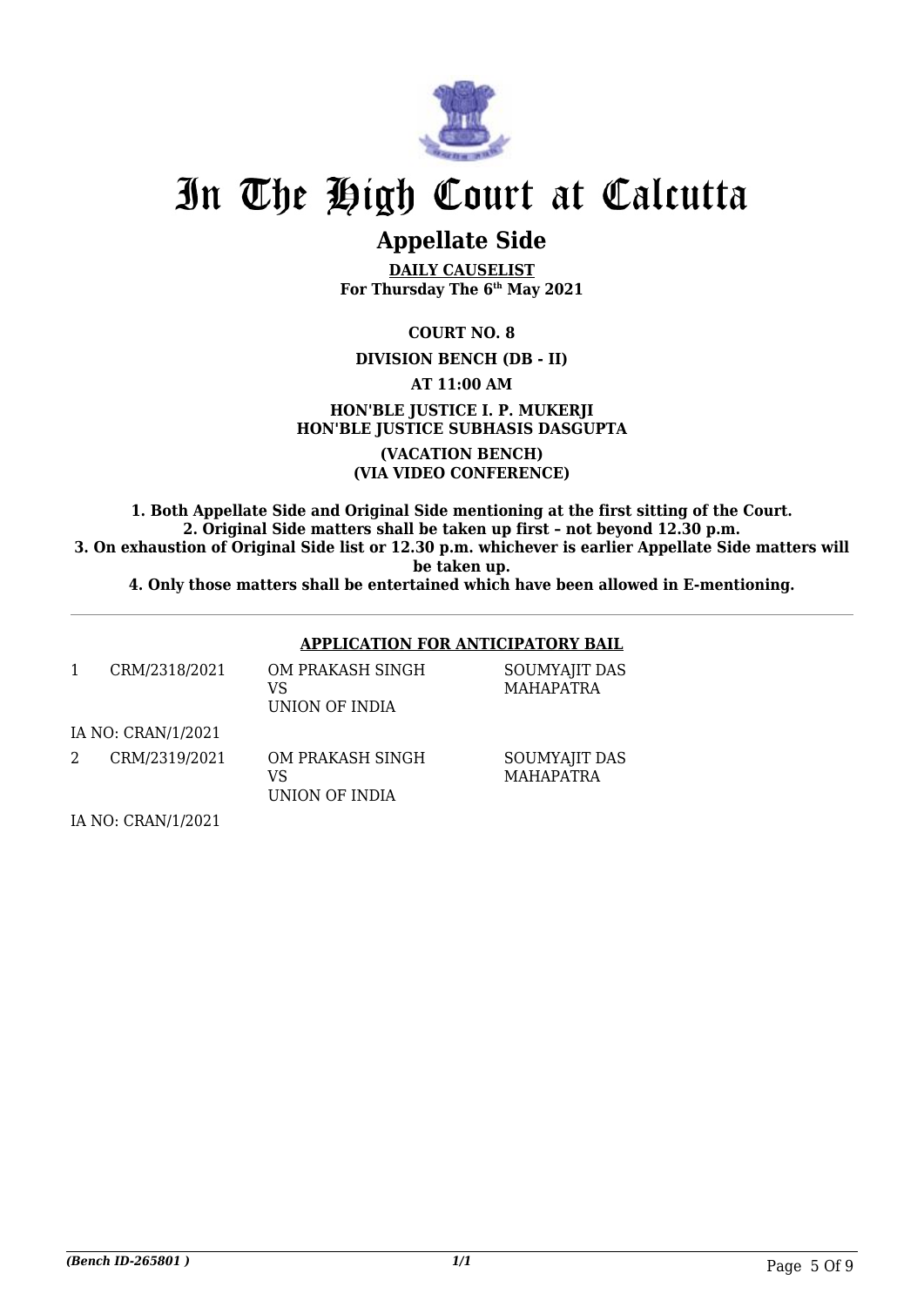# In The High Court at Calcutta

## Appellate Side

**DAILY CAUSELIST**
**For Thursday The 6th May 2021**

**COURT NO. 8**

**DIVISION BENCH (DB - II)**

**AT 11:00 AM**

**HON'BLE JUSTICE I. P. MUKERJI**
**HON'BLE JUSTICE SUBHASIS DASGUPTA**

**(VACATION BENCH)**
**(VIA VIDEO CONFERENCE)**

**1. Both Appellate Side and Original Side mentioning at the first sitting of the Court.**
**2. Original Side matters shall be taken up first – not beyond 12.30 p.m.**
**3. On exhaustion of Original Side list or 12.30 p.m. whichever is earlier Appellate Side matters will be taken up.**
**4. Only those matters shall be entertained which have been allowed in E-mentioning.**

### APPLICATION FOR ANTICIPATORY BAIL

| | | | |
|---|---|---|---|
| 1 | CRM/2318/2021 | OM PRAKASH SINGH<br>VS<br>UNION OF INDIA | SOUMYAJIT DAS MAHAPATRA |
| | IA NO: CRAN/1/2021 | | |
| 2 | CRM/2319/2021 | OM PRAKASH SINGH<br>VS<br>UNION OF INDIA | SOUMYAJIT DAS MAHAPATRA |
| | IA NO: CRAN/1/2021 | | |

*(Bench ID-265801 )* 1/1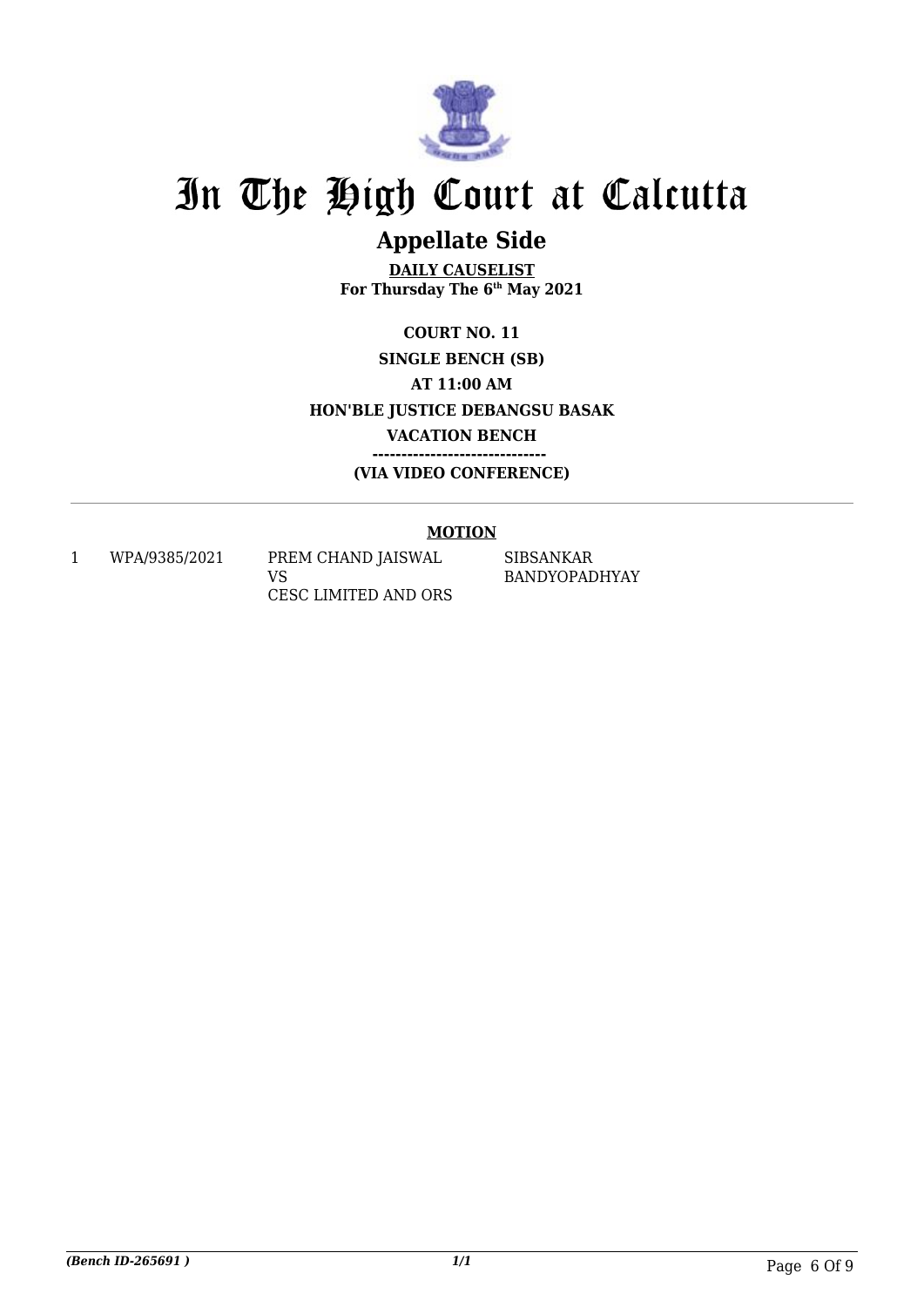# In The High Court at Calcutta

## Appellate Side

**DAILY CAUSELIST**
**For Thursday The 6th May 2021**

**COURT NO. 11**
**SINGLE BENCH (SB)**
**AT 11:00 AM**
**HON'BLE JUSTICE DEBANGSU BASAK**
**VACATION BENCH**
**-----------------------------**
**(VIA VIDEO CONFERENCE)**

---

**MOTION**

| | | | |
|---|---|---|---|
| 1 | WPA/9385/2021 | PREM CHAND JAISWAL VS CESC LIMITED AND ORS | SIBSANKAR BANDYOPADHYAY |

*(Bench ID-265691 )* *1/1*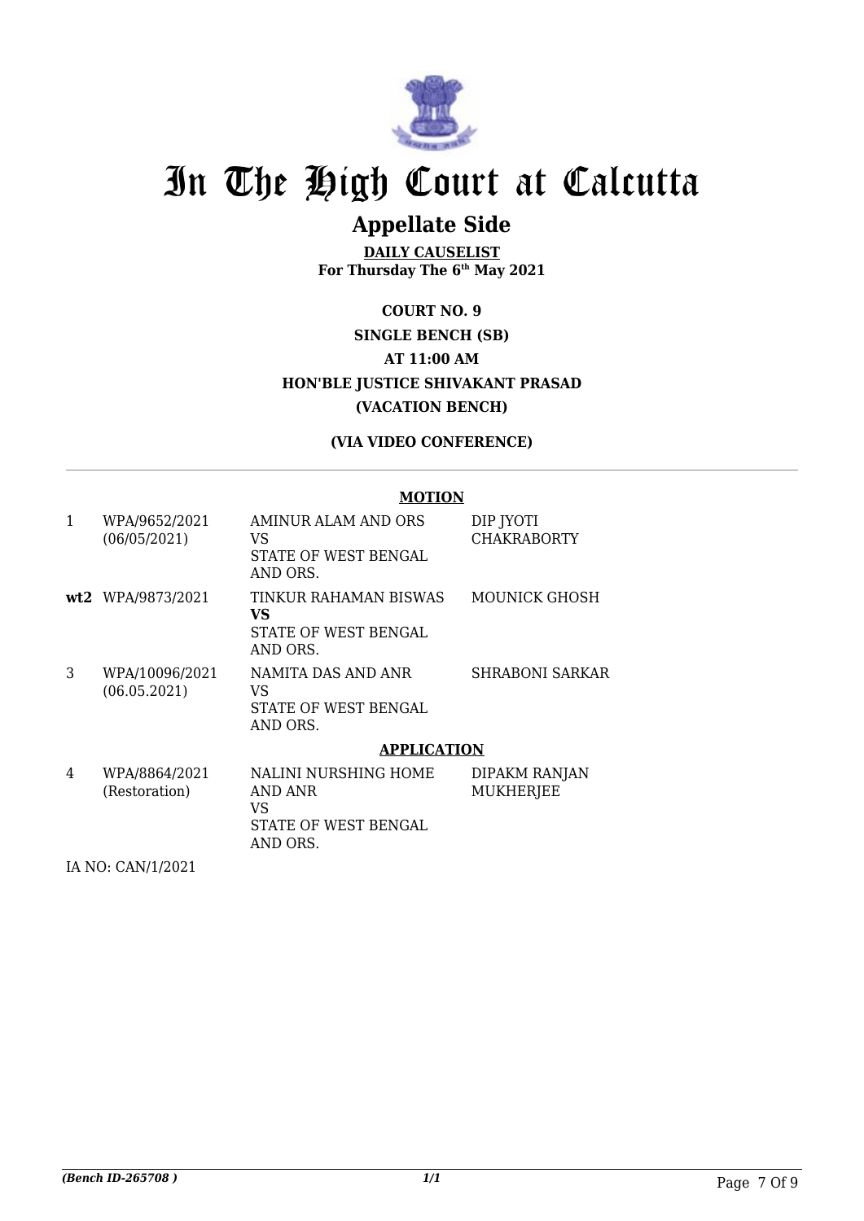# In The High Court at Calcutta

## Appellate Side

**DAILY CAUSELIST**
**For Thursday The 6th May 2021**

**COURT NO. 9**
**SINGLE BENCH (SB)**
**AT 11:00 AM**
**HON'BLE JUSTICE SHIVAKANT PRASAD**
**(VACATION BENCH)**

**(VIA VIDEO CONFERENCE)**

**MOTION**

| | | | |
|---|---|---|---|
| 1 | WPA/9652/2021 (06/05/2021) | AMINUR ALAM AND ORS VS STATE OF WEST BENGAL AND ORS. | DIP JYOTI CHAKRABORTY |
| **wt2** | WPA/9873/2021 | TINKUR RAHAMAN BISWAS **VS** STATE OF WEST BENGAL AND ORS. | MOUNICK GHOSH |
| 3 | WPA/10096/2021 (06.05.2021) | NAMITA DAS AND ANR VS STATE OF WEST BENGAL AND ORS. | SHRABONI SARKAR |

**APPLICATION**

| | | | |
|---|---|---|---|
| 4 | WPA/8864/2021 (Restoration) | NALINI NURSHING HOME AND ANR VS STATE OF WEST BENGAL AND ORS. | DIPAKM RANJAN MUKHERJEE |

IA NO: CAN/1/2021

*(Bench ID-265708 )* *1/1*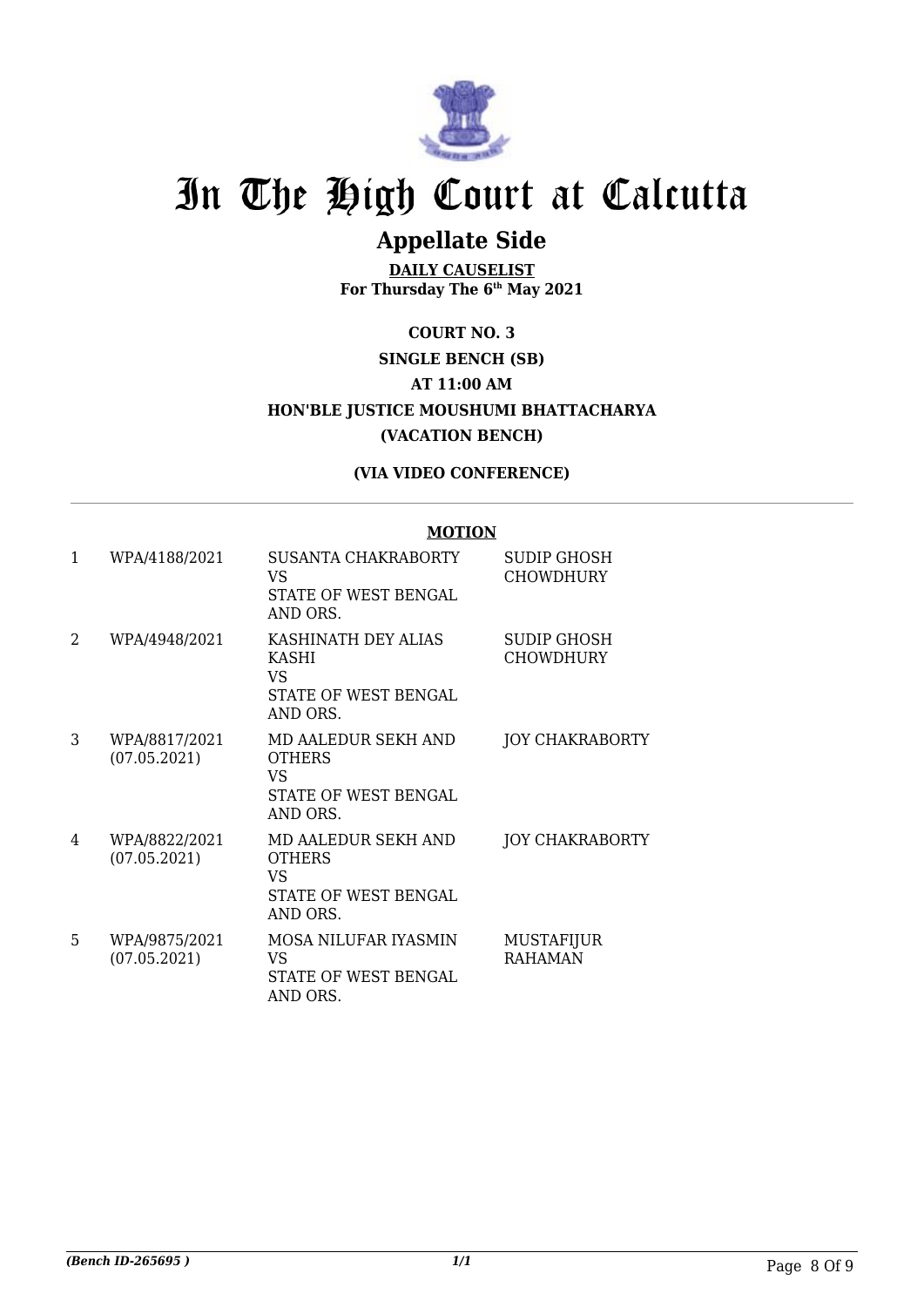# In The High Court at Calcutta

## Appellate Side

**DAILY CAUSELIST**
**For Thursday The 6th May 2021**

**COURT NO. 3**

**SINGLE BENCH (SB)**

**AT 11:00 AM**

**HON'BLE JUSTICE MOUSHUMI BHATTACHARYA**

**(VACATION BENCH)**

**(VIA VIDEO CONFERENCE)**

**MOTION**

| | | | |
|---|---|---|---|
| 1 | WPA/4188/2021 | SUSANTA CHAKRABORTY VS STATE OF WEST BENGAL AND ORS. | SUDIP GHOSH CHOWDHURY |
| 2 | WPA/4948/2021 | KASHINATH DEY ALIAS KASHI VS STATE OF WEST BENGAL AND ORS. | SUDIP GHOSH CHOWDHURY |
| 3 | WPA/8817/2021 (07.05.2021) | MD AALEDUR SEKH AND OTHERS VS STATE OF WEST BENGAL AND ORS. | JOY CHAKRABORTY |
| 4 | WPA/8822/2021 (07.05.2021) | MD AALEDUR SEKH AND OTHERS VS STATE OF WEST BENGAL AND ORS. | JOY CHAKRABORTY |
| 5 | WPA/9875/2021 (07.05.2021) | MOSA NILUFAR IYASMIN VS STATE OF WEST BENGAL AND ORS. | MUSTAFIJUR RAHAMAN |

*(Bench ID-265695 )* *1/1*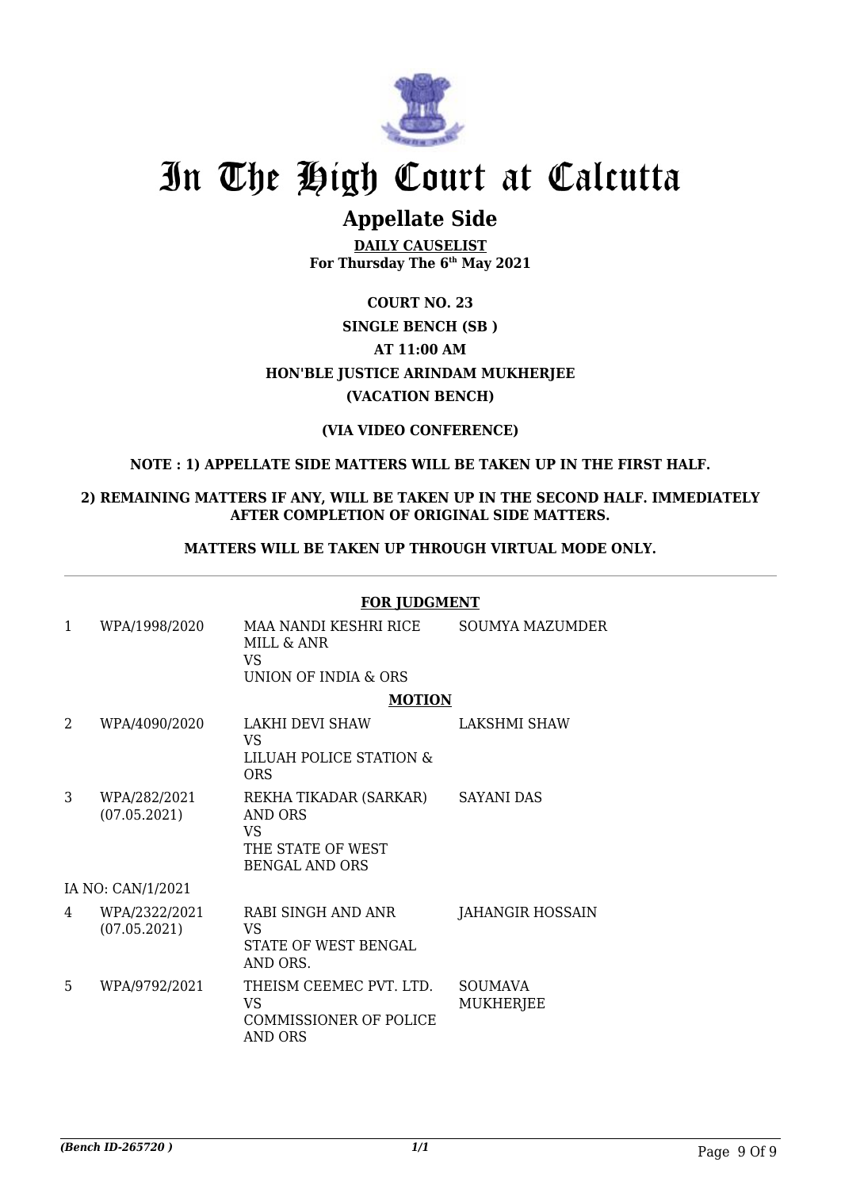# In The High Court at Calcutta

## Appellate Side

**DAILY CAUSELIST**
**For Thursday The 6th May 2021**

**COURT NO. 23**

**SINGLE BENCH (SB )**

**AT 11:00 AM**

**HON'BLE JUSTICE ARINDAM MUKHERJEE**

**(VACATION BENCH)**

**(VIA VIDEO CONFERENCE)**

**NOTE : 1) APPELLATE SIDE MATTERS WILL BE TAKEN UP IN THE FIRST HALF.**

**2) REMAINING MATTERS IF ANY, WILL BE TAKEN UP IN THE SECOND HALF. IMMEDIATELY AFTER COMPLETION OF ORIGINAL SIDE MATTERS.**

**MATTERS WILL BE TAKEN UP THROUGH VIRTUAL MODE ONLY.**

**FOR JUDGMENT**

| | | | |
|---|---|---|---|
| 1 | WPA/1998/2020 | MAA NANDI KESHRI RICE MILL & ANR VS UNION OF INDIA & ORS | SOUMYA MAZUMDER |

**MOTION**

| | | | |
|---|---|---|---|
| 2 | WPA/4090/2020 | LAKHI DEVI SHAW VS LILUAH POLICE STATION & ORS | LAKSHMI SHAW |
| 3 | WPA/282/2021 (07.05.2021) | REKHA TIKADAR (SARKAR) AND ORS VS THE STATE OF WEST BENGAL AND ORS | SAYANI DAS |
| IA NO: CAN/1/2021 | | | |
| 4 | WPA/2322/2021 (07.05.2021) | RABI SINGH AND ANR VS STATE OF WEST BENGAL AND ORS. | JAHANGIR HOSSAIN |
| 5 | WPA/9792/2021 | THEISM CEEMEC PVT. LTD. VS COMMISSIONER OF POLICE AND ORS | SOUMAVA MUKHERJEE |

*(Bench ID-265720 )* 1/1